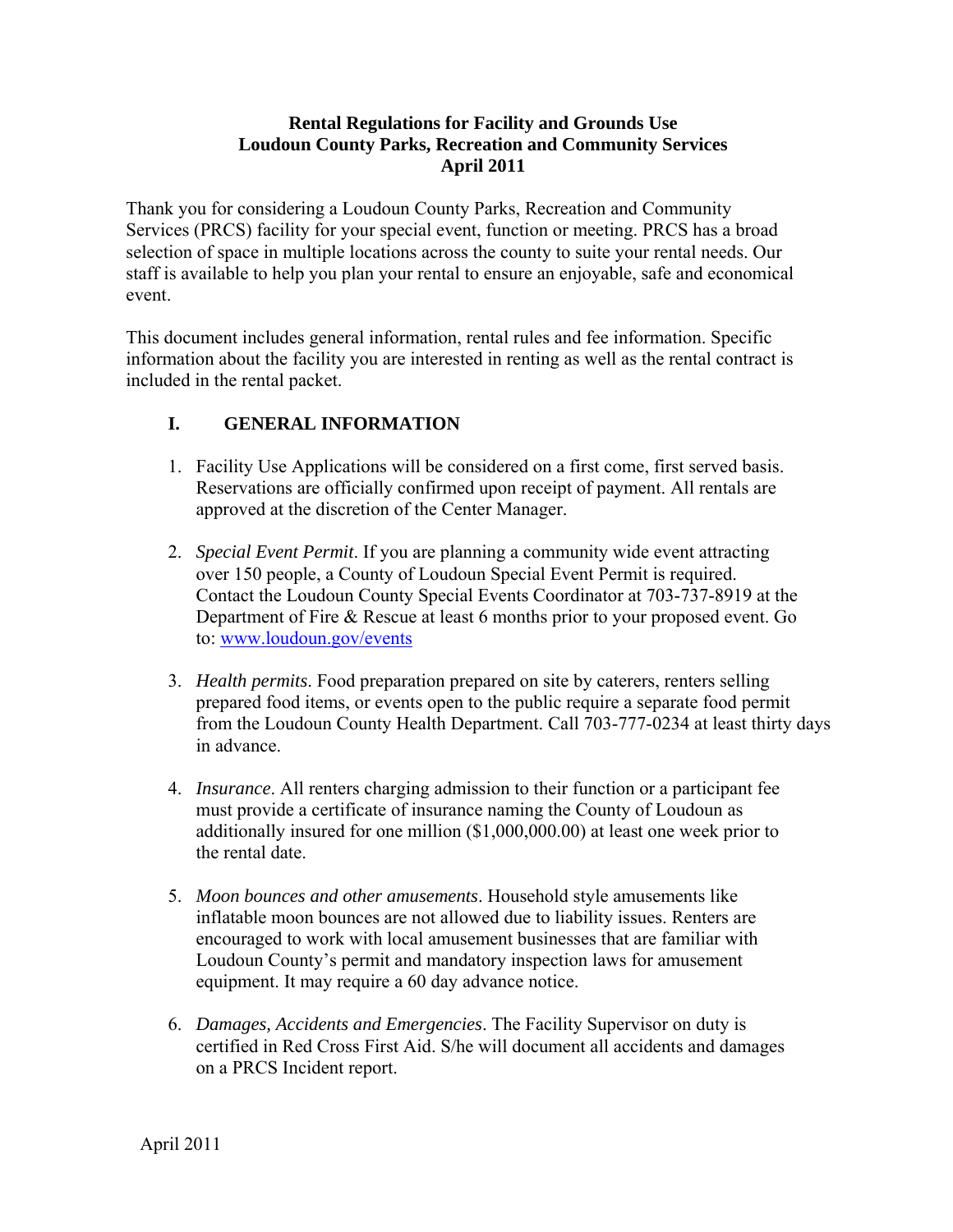# Rental Regulations for Facility and Grounds Use
## Loudoun County Parks, Recreation and Community Services
### April 2011

Thank you for considering a Loudoun County Parks, Recreation and Community Services (PRCS) facility for your special event, function or meeting. PRCS has a broad selection of space in multiple locations across the county to suite your rental needs. Our staff is available to help you plan your rental to ensure an enjoyable, safe and economical event.

This document includes general information, rental rules and fee information. Specific information about the facility you are interested in renting as well as the rental contract is included in the rental packet.

## I. GENERAL INFORMATION

1. Facility Use Applications will be considered on a first come, first served basis. Reservations are officially confirmed upon receipt of payment. All rentals are approved at the discretion of the Center Manager.

2. *Special Event Permit*. If you are planning a community wide event attracting over 150 people, a County of Loudoun Special Event Permit is required. Contact the Loudoun County Special Events Coordinator at 703-737-8919 at the Department of Fire & Rescue at least 6 months prior to your proposed event. Go to: [www.loudoun.gov/events](www.loudoun.gov/events)

3. *Health permits*. Food preparation prepared on site by caterers, renters selling prepared food items, or events open to the public require a separate food permit from the Loudoun County Health Department. Call 703-777-0234 at least thirty days in advance.

4. *Insurance*. All renters charging admission to their function or a participant fee must provide a certificate of insurance naming the County of Loudoun as additionally insured for one million ($1,000,000.00) at least one week prior to the rental date.

5. *Moon bounces and other amusements*. Household style amusements like inflatable moon bounces are not allowed due to liability issues. Renters are encouraged to work with local amusement businesses that are familiar with Loudoun County's permit and mandatory inspection laws for amusement equipment. It may require a 60 day advance notice.

6. *Damages, Accidents and Emergencies*. The Facility Supervisor on duty is certified in Red Cross First Aid. S/he will document all accidents and damages on a PRCS Incident report.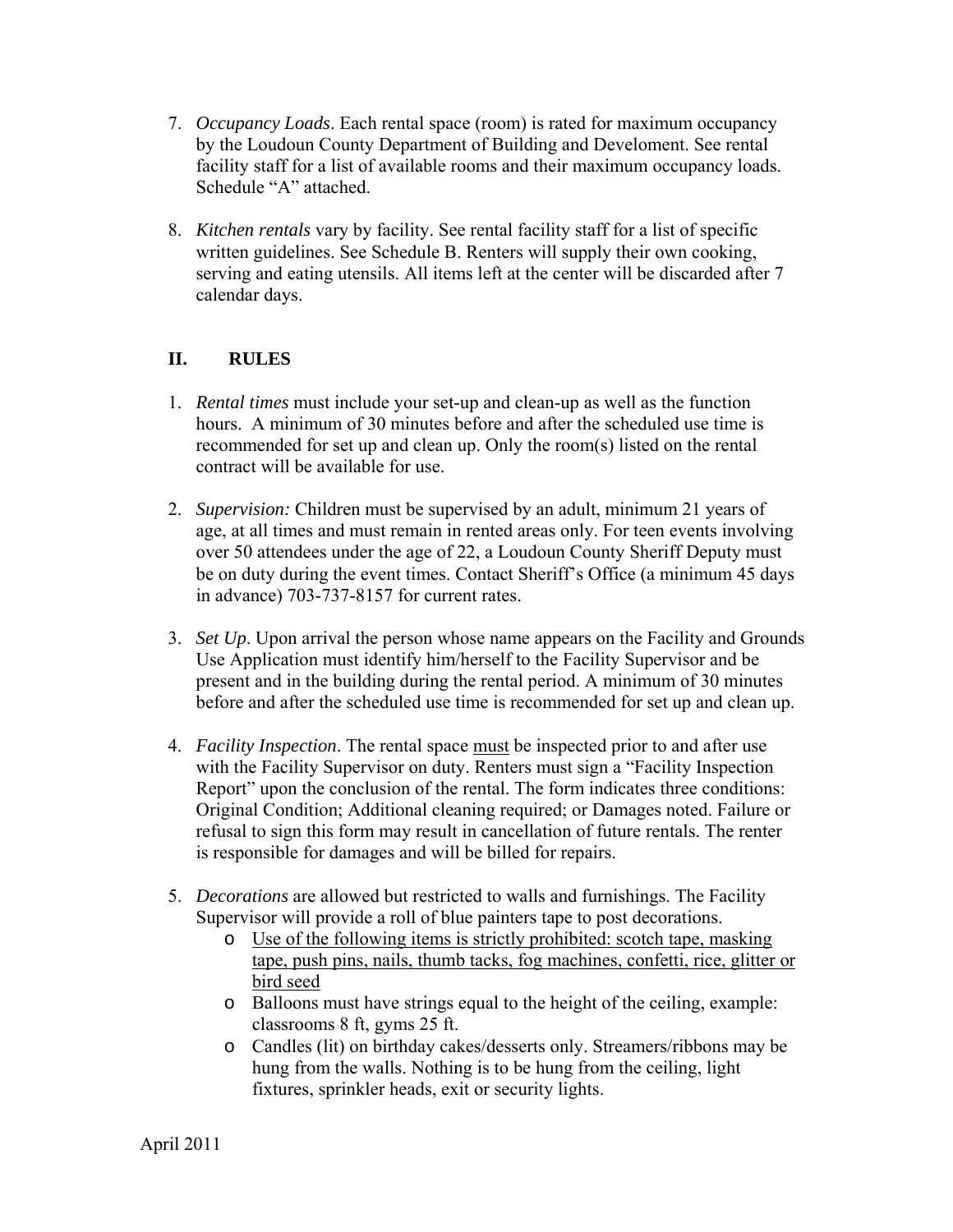7. *Occupancy Loads*. Each rental space (room) is rated for maximum occupancy by the Loudoun County Department of Building and Develoment. See rental facility staff for a list of available rooms and their maximum occupancy loads. Schedule “A” attached.

8. *Kitchen rentals* vary by facility. See rental facility staff for a list of specific written guidelines. See Schedule B. Renters will supply their own cooking, serving and eating utensils. All items left at the center will be discarded after 7 calendar days.

## II. RULES

1. *Rental times* must include your set-up and clean-up as well as the function hours. A minimum of 30 minutes before and after the scheduled use time is recommended for set up and clean up. Only the room(s) listed on the rental contract will be available for use.

2. *Supervision:* Children must be supervised by an adult, minimum 21 years of age, at all times and must remain in rented areas only. For teen events involving over 50 attendees under the age of 22, a Loudoun County Sheriff Deputy must be on duty during the event times. Contact Sheriff’s Office (a minimum 45 days in advance) 703-737-8157 for current rates.

3. *Set Up*. Upon arrival the person whose name appears on the Facility and Grounds Use Application must identify him/herself to the Facility Supervisor and be present and in the building during the rental period. A minimum of 30 minutes before and after the scheduled use time is recommended for set up and clean up.

4. *Facility Inspection*. The rental space <u>must</u> be inspected prior to and after use with the Facility Supervisor on duty. Renters must sign a “Facility Inspection Report” upon the conclusion of the rental. The form indicates three conditions: Original Condition; Additional cleaning required; or Damages noted. Failure or refusal to sign this form may result in cancellation of future rentals. The renter is responsible for damages and will be billed for repairs.

5. *Decorations* are allowed but restricted to walls and furnishings. The Facility Supervisor will provide a roll of blue painters tape to post decorations.
   - <u>Use of the following items is strictly prohibited: scotch tape, masking tape, push pins, nails, thumb tacks, fog machines, confetti, rice, glitter or bird seed</u>
   - Balloons must have strings equal to the height of the ceiling, example: classrooms 8 ft, gyms 25 ft.
   - Candles (lit) on birthday cakes/desserts only. Streamers/ribbons may be hung from the walls. Nothing is to be hung from the ceiling, light fixtures, sprinkler heads, exit or security lights.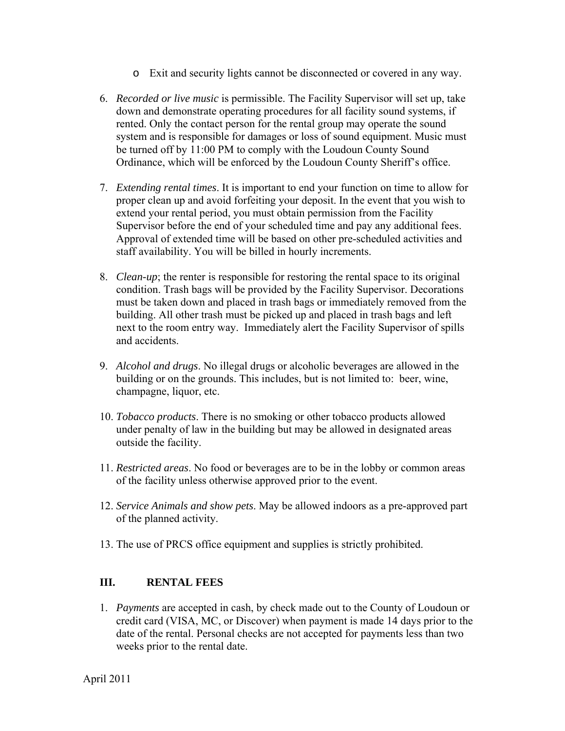- Exit and security lights cannot be disconnected or covered in any way.

6. *Recorded or live music* is permissible. The Facility Supervisor will set up, take down and demonstrate operating procedures for all facility sound systems, if rented. Only the contact person for the rental group may operate the sound system and is responsible for damages or loss of sound equipment. Music must be turned off by 11:00 PM to comply with the Loudoun County Sound Ordinance, which will be enforced by the Loudoun County Sheriff's office.

7. *Extending rental times*. It is important to end your function on time to allow for proper clean up and avoid forfeiting your deposit. In the event that you wish to extend your rental period, you must obtain permission from the Facility Supervisor before the end of your scheduled time and pay any additional fees. Approval of extended time will be based on other pre-scheduled activities and staff availability. You will be billed in hourly increments.

8. *Clean-up*; the renter is responsible for restoring the rental space to its original condition. Trash bags will be provided by the Facility Supervisor. Decorations must be taken down and placed in trash bags or immediately removed from the building. All other trash must be picked up and placed in trash bags and left next to the room entry way. Immediately alert the Facility Supervisor of spills and accidents.

9. *Alcohol and drugs*. No illegal drugs or alcoholic beverages are allowed in the building or on the grounds. This includes, but is not limited to: beer, wine, champagne, liquor, etc.

10. *Tobacco products*. There is no smoking or other tobacco products allowed under penalty of law in the building but may be allowed in designated areas outside the facility.

11. *Restricted areas*. No food or beverages are to be in the lobby or common areas of the facility unless otherwise approved prior to the event.

12. *Service Animals and show pets*. May be allowed indoors as a pre-approved part of the planned activity.

13. The use of PRCS office equipment and supplies is strictly prohibited.

## III. RENTAL FEES

1. *Payments* are accepted in cash, by check made out to the County of Loudoun or credit card (VISA, MC, or Discover) when payment is made 14 days prior to the date of the rental. Personal checks are not accepted for payments less than two weeks prior to the rental date.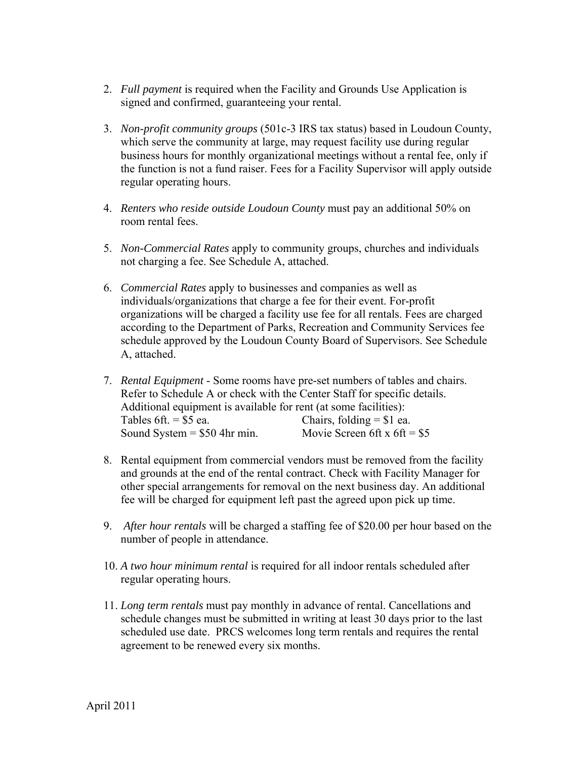2. *Full payment* is required when the Facility and Grounds Use Application is signed and confirmed, guaranteeing your rental.

3. *Non-profit community groups* (501c-3 IRS tax status) based in Loudoun County, which serve the community at large, may request facility use during regular business hours for monthly organizational meetings without a rental fee, only if the function is not a fund raiser. Fees for a Facility Supervisor will apply outside regular operating hours.

4. *Renters who reside outside Loudoun County* must pay an additional 50% on room rental fees.

5. *Non-Commercial Rates* apply to community groups, churches and individuals not charging a fee. See Schedule A, attached.

6. *Commercial Rates* apply to businesses and companies as well as individuals/organizations that charge a fee for their event. For-profit organizations will be charged a facility use fee for all rentals. Fees are charged according to the Department of Parks, Recreation and Community Services fee schedule approved by the Loudoun County Board of Supervisors. See Schedule A, attached.

7. *Rental Equipment* - Some rooms have pre-set numbers of tables and chairs. Refer to Schedule A or check with the Center Staff for specific details. Additional equipment is available for rent (at some facilities):
   Tables 6ft. = $5 ea. Chairs, folding = $1 ea.
   Sound System = $50 4hr min. Movie Screen 6ft x 6ft = $5

8. Rental equipment from commercial vendors must be removed from the facility and grounds at the end of the rental contract. Check with Facility Manager for other special arrangements for removal on the next business day. An additional fee will be charged for equipment left past the agreed upon pick up time.

9. *After hour rentals* will be charged a staffing fee of $20.00 per hour based on the number of people in attendance.

10. *A two hour minimum rental* is required for all indoor rentals scheduled after regular operating hours.

11. *Long term rentals* must pay monthly in advance of rental. Cancellations and schedule changes must be submitted in writing at least 30 days prior to the last scheduled use date. PRCS welcomes long term rentals and requires the rental agreement to be renewed every six months.

April 2011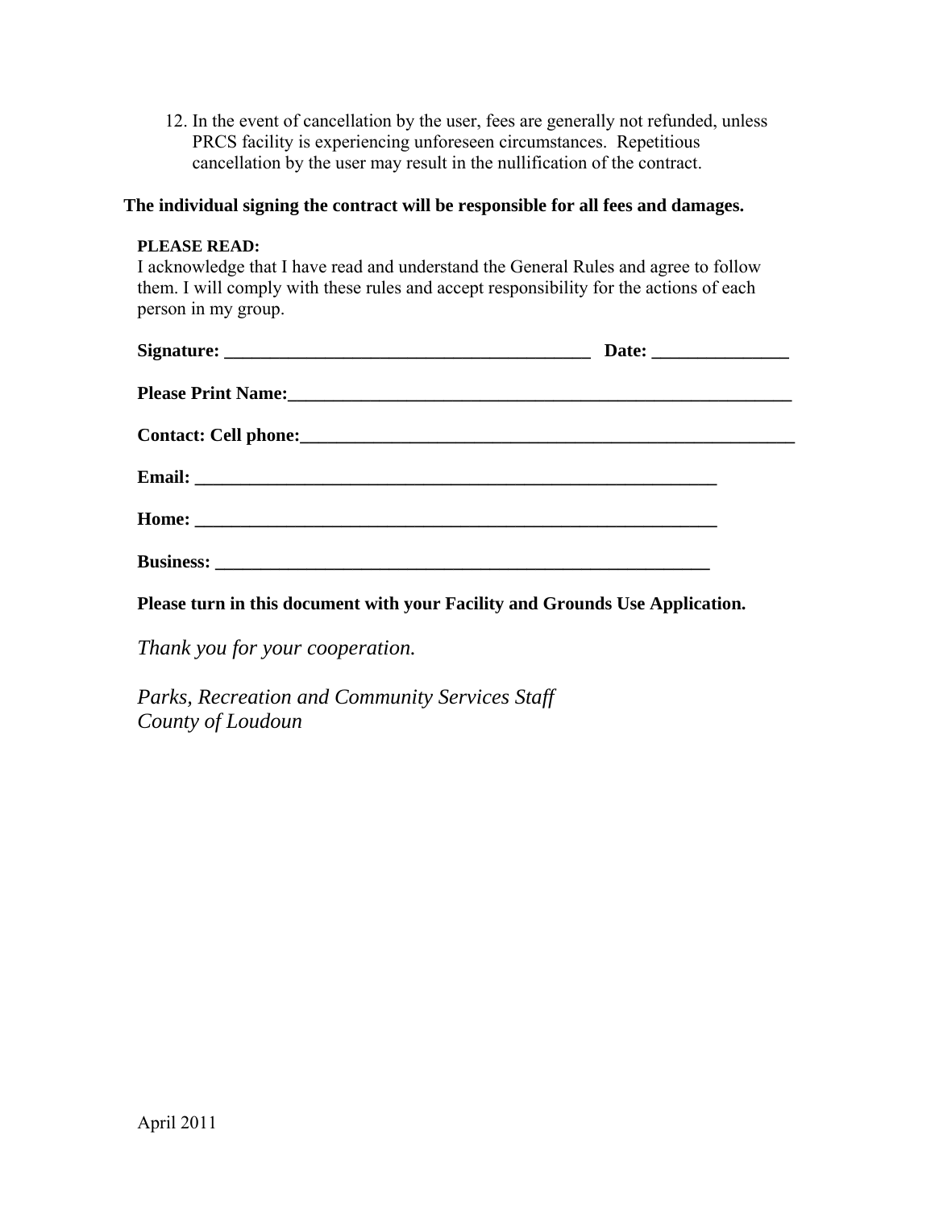12. In the event of cancellation by the user, fees are generally not refunded, unless PRCS facility is experiencing unforeseen circumstances. Repetitious cancellation by the user may result in the nullification of the contract.

**The individual signing the contract will be responsible for all fees and damages.**

**PLEASE READ:**
I acknowledge that I have read and understand the General Rules and agree to follow them. I will comply with these rules and accept responsibility for the actions of each person in my group.

**Signature: \_\_\_\_\_\_\_\_\_\_\_\_\_\_\_\_\_\_\_\_\_\_\_\_\_\_\_\_\_\_\_\_\_\_\_\_\_\_\_\_ Date: \_\_\_\_\_\_\_\_\_\_\_\_\_\_\_**

**Please Print Name:\_\_\_\_\_\_\_\_\_\_\_\_\_\_\_\_\_\_\_\_\_\_\_\_\_\_\_\_\_\_\_\_\_\_\_\_\_\_\_\_\_\_\_\_\_\_\_\_\_\_\_\_\_\_\_**

**Contact: Cell phone:\_\_\_\_\_\_\_\_\_\_\_\_\_\_\_\_\_\_\_\_\_\_\_\_\_\_\_\_\_\_\_\_\_\_\_\_\_\_\_\_\_\_\_\_\_\_\_\_\_\_\_\_\_\_\_**

**Email: \_\_\_\_\_\_\_\_\_\_\_\_\_\_\_\_\_\_\_\_\_\_\_\_\_\_\_\_\_\_\_\_\_\_\_\_\_\_\_\_\_\_\_\_\_\_\_\_\_\_\_\_\_\_\_\_\_\_**

**Home: \_\_\_\_\_\_\_\_\_\_\_\_\_\_\_\_\_\_\_\_\_\_\_\_\_\_\_\_\_\_\_\_\_\_\_\_\_\_\_\_\_\_\_\_\_\_\_\_\_\_\_\_\_\_\_\_\_\_**

**Business: \_\_\_\_\_\_\_\_\_\_\_\_\_\_\_\_\_\_\_\_\_\_\_\_\_\_\_\_\_\_\_\_\_\_\_\_\_\_\_\_\_\_\_\_\_\_\_\_\_\_\_\_\_\_\_**

**Please turn in this document with your Facility and Grounds Use Application.**

*Thank you for your cooperation.*

*Parks, Recreation and Community Services Staff*
*County of Loudoun*

April 2011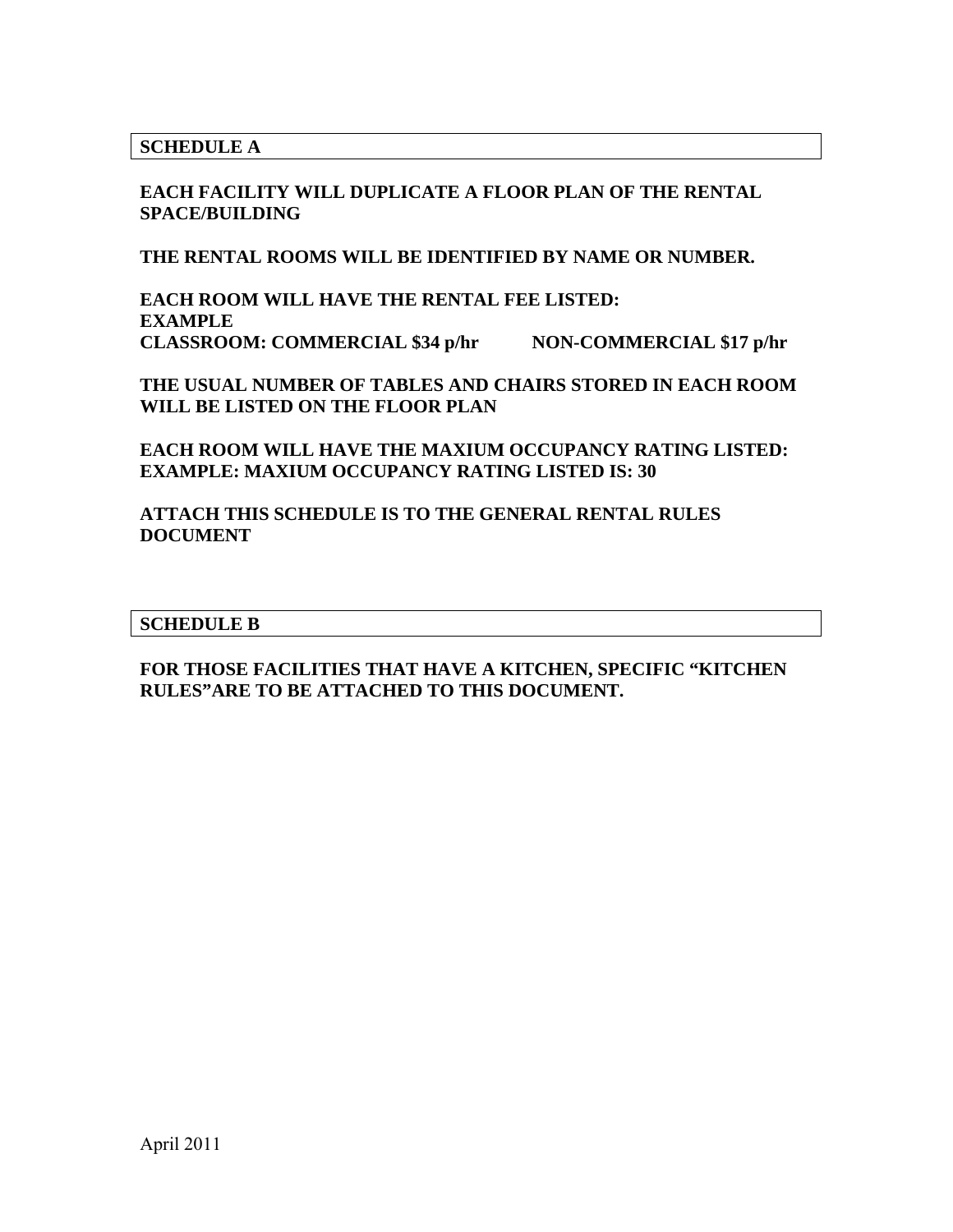## SCHEDULE A

**EACH FACILITY WILL DUPLICATE A FLOOR PLAN OF THE RENTAL SPACE/BUILDING**

**THE RENTAL ROOMS WILL BE IDENTIFIED BY NAME OR NUMBER.**

**EACH ROOM WILL HAVE THE RENTAL FEE LISTED:**
**EXAMPLE**
**CLASSROOM: COMMERCIAL $34 p/hr NON-COMMERCIAL $17 p/hr**

**THE USUAL NUMBER OF TABLES AND CHAIRS STORED IN EACH ROOM WILL BE LISTED ON THE FLOOR PLAN**

**EACH ROOM WILL HAVE THE MAXIUM OCCUPANCY RATING LISTED: EXAMPLE: MAXIUM OCCUPANCY RATING LISTED IS: 30**

**ATTACH THIS SCHEDULE IS TO THE GENERAL RENTAL RULES DOCUMENT**

## SCHEDULE B

**FOR THOSE FACILITIES THAT HAVE A KITCHEN, SPECIFIC "KITCHEN RULES"ARE TO BE ATTACHED TO THIS DOCUMENT.**

April 2011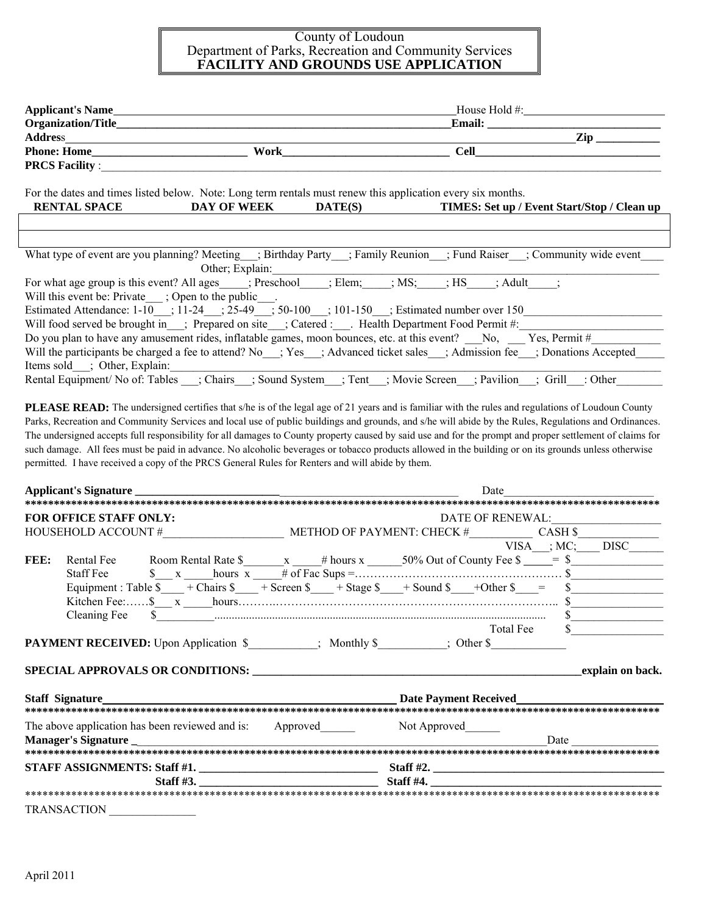County of Loudoun
Department of Parks, Recreation and Community Services
**FACILITY AND GROUNDS USE APPLICATION**

**Applicant's Name**_______________________________________________ House Hold #:____________________

**Organization/Title**_______________________________________________ **Email:** ________________________

**Address**______________________________________________________________ **Zip** ___________

**Phone: Home**_________________________ **Work**__________________________ **Cell**__________________________

**PRCS Facility** :______________________________________________________________________________

For the dates and times listed below. Note: Long term rentals must renew this application every six months.

| RENTAL SPACE | DAY OF WEEK | DATE(S) | TIMES: Set up / Event Start/Stop / Clean up |
|---|---|---|---|
| | | | |
| | | | |

What type of event are you planning? Meeting___; Birthday Party___; Family Reunion___; Fund Raiser___; Community wide event____
Other; Explain:______________________________________________________________

For what age group is this event? All ages_____; Preschool_____; Elem;_____; MS;_____; HS_____; Adult_____;

Will this event be: Private___ ; Open to the public___.

Estimated Attendance: 1-10___; 11-24___; 25-49___; 50-100___; 101-150___; Estimated number over 150____________________

Will food served be brought in___; Prepared on site___; Catered :___. Health Department Food Permit #:____________________

Do you plan to have any amusement rides, inflatable games, moon bounces, etc. at this event? ___No, ___ Yes, Permit #___________

Will the participants be charged a fee to attend? No___; Yes___; Advanced ticket sales___; Admission fee___; Donations Accepted_____
Items sold___; Other, Explain:______________________________________________________________

Rental Equipment/ No of: Tables ___; Chairs___; Sound System___; Tent___; Movie Screen___; Pavilion___; Grill___: Other________

**PLEASE READ:** The undersigned certifies that s/he is of the legal age of 21 years and is familiar with the rules and regulations of Loudoun County Parks, Recreation and Community Services and local use of public buildings and grounds, and s/he will abide by the Rules, Regulations and Ordinances. The undersigned accepts full responsibility for all damages to County property caused by said use and for the prompt and proper settlement of claims for such damage. All fees must be paid in advance. No alcoholic beverages or tobacco products allowed in the building or on its grounds unless otherwise permitted. I have received a copy of the PRCS General Rules for Renters and will abide by them.

**Applicant's Signature** ______________________________________________ Date__________________________

**************************************************************************************************************

**FOR OFFICE STAFF ONLY:** DATE OF RENEWAL:__________________

HOUSEHOLD ACCOUNT #____________________ METHOD OF PAYMENT: CHECK #__________ CASH $_____________
VISA___; MC;____ DISC______

**FEE:** Rental Fee Room Rental Rate $_______x _____# hours x ______50% Out of County Fee $ _____= $________________

Staff Fee $___ x _____hours x _____# of Fac Sups =…………………………………………… $________________

Equipment : Table $____ + Chairs $____ + Screen $____ + Stage $____+ Sound $____+Other $____= $________________

Kitchen Fee:……$___ x _____hours……………………………………………………………….. $________________

Cleaning Fee $__________................................................................................................ $________________

Total Fee $________________

**PAYMENT RECEIVED:** Upon Application $___________; Monthly $___________; Other $_____________

**SPECIAL APPROVALS OR CONDITIONS: ______________________________________________explain on back.**

**Staff Signature**______________________________________________ **Date Payment Received**______________________

**************************************************************************************************************

The above application has been reviewed and is: Approved______ Not Approved______

**Manager's Signature** _____________________________________________________________ Date _______________

**************************************************************************************************************

**STAFF ASSIGNMENTS: Staff #1.** ______________________________ **Staff #2.** ______________________________________

**Staff #3.** ______________________________ **Staff #4.** ______________________________________

**************************************************************************************************************

TRANSACTION _______________

April 2011